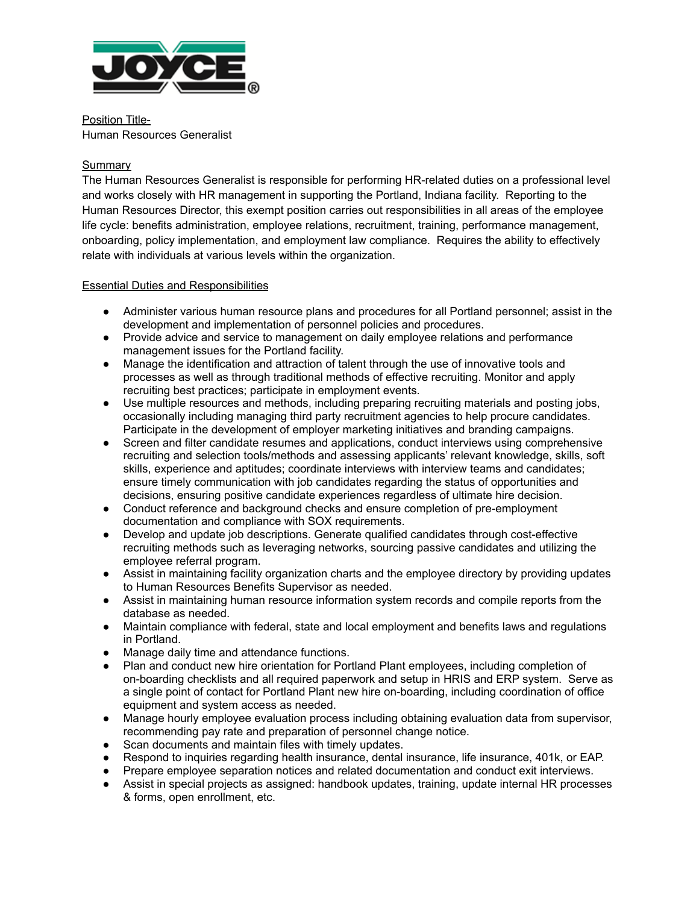JOYCE®

Position Title-

Human Resources Generalist

Summary

The Human Resources Generalist is responsible for performing HR-related duties on a professional level and works closely with HR management in supporting the Portland, Indiana facility. Reporting to the Human Resources Director, this exempt position carries out responsibilities in all areas of the employee life cycle: benefits administration, employee relations, recruitment, training, performance management, onboarding, policy implementation, and employment law compliance. Requires the ability to effectively relate with individuals at various levels within the organization.

Essential Duties and Responsibilities

- Administer various human resource plans and procedures for all Portland personnel; assist in the development and implementation of personnel policies and procedures.
- Provide advice and service to management on daily employee relations and performance management issues for the Portland facility.
- Manage the identification and attraction of talent through the use of innovative tools and processes as well as through traditional methods of effective recruiting. Monitor and apply recruiting best practices; participate in employment events.
- Use multiple resources and methods, including preparing recruiting materials and posting jobs, occasionally including managing third party recruitment agencies to help procure candidates. Participate in the development of employer marketing initiatives and branding campaigns.
- Screen and filter candidate resumes and applications, conduct interviews using comprehensive recruiting and selection tools/methods and assessing applicants' relevant knowledge, skills, soft skills, experience and aptitudes; coordinate interviews with interview teams and candidates; ensure timely communication with job candidates regarding the status of opportunities and decisions, ensuring positive candidate experiences regardless of ultimate hire decision.
- Conduct reference and background checks and ensure completion of pre-employment documentation and compliance with SOX requirements.
- Develop and update job descriptions. Generate qualified candidates through cost-effective recruiting methods such as leveraging networks, sourcing passive candidates and utilizing the employee referral program.
- Assist in maintaining facility organization charts and the employee directory by providing updates to Human Resources Benefits Supervisor as needed.
- Assist in maintaining human resource information system records and compile reports from the database as needed.
- Maintain compliance with federal, state and local employment and benefits laws and regulations in Portland.
- Manage daily time and attendance functions.
- Plan and conduct new hire orientation for Portland Plant employees, including completion of on-boarding checklists and all required paperwork and setup in HRIS and ERP system. Serve as a single point of contact for Portland Plant new hire on-boarding, including coordination of office equipment and system access as needed.
- Manage hourly employee evaluation process including obtaining evaluation data from supervisor, recommending pay rate and preparation of personnel change notice.
- Scan documents and maintain files with timely updates.
- Respond to inquiries regarding health insurance, dental insurance, life insurance, 401k, or EAP.
- Prepare employee separation notices and related documentation and conduct exit interviews.
- Assist in special projects as assigned: handbook updates, training, update internal HR processes & forms, open enrollment, etc.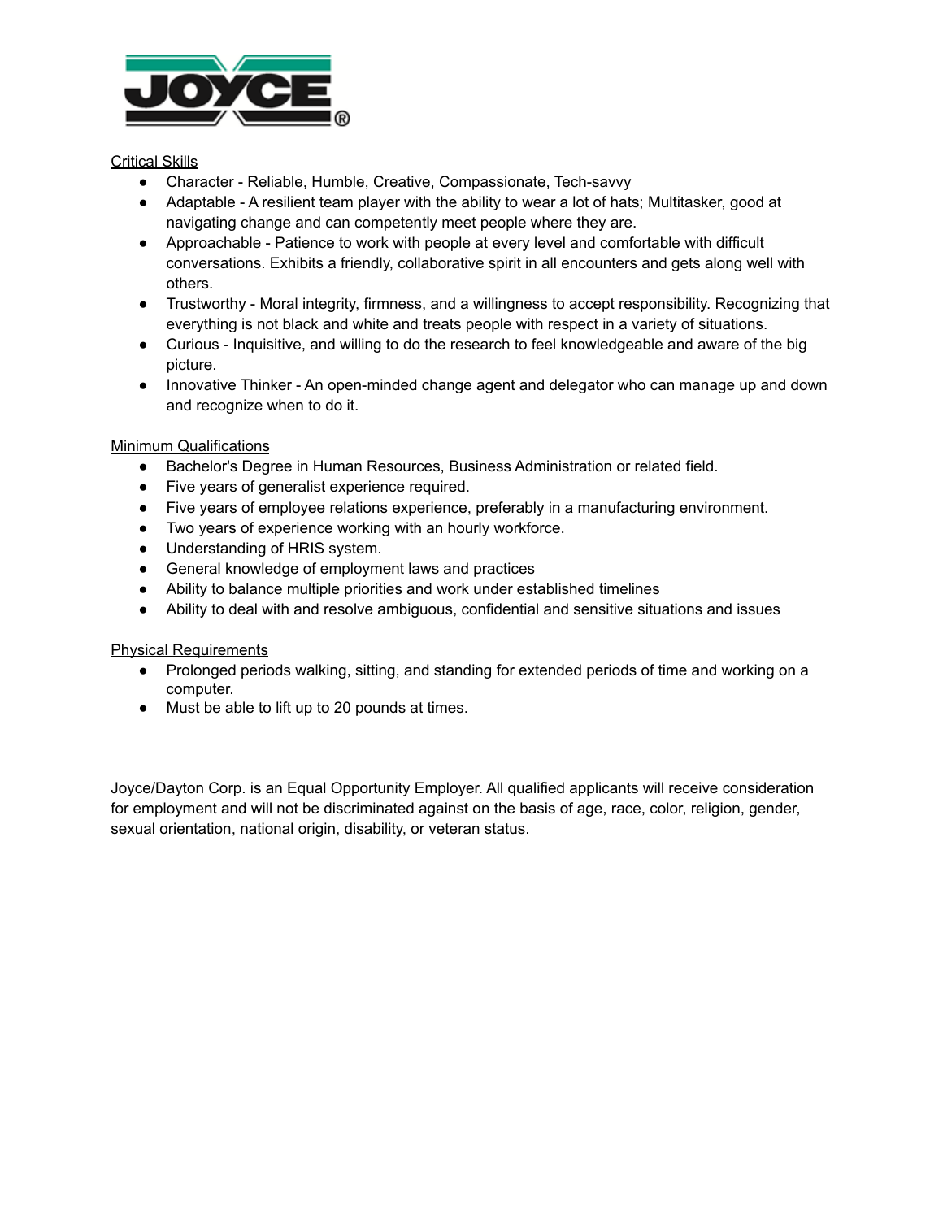Critical Skills

- Character - Reliable, Humble, Creative, Compassionate, Tech-savvy
- Adaptable - A resilient team player with the ability to wear a lot of hats; Multitasker, good at navigating change and can competently meet people where they are.
- Approachable - Patience to work with people at every level and comfortable with difficult conversations. Exhibits a friendly, collaborative spirit in all encounters and gets along well with others.
- Trustworthy - Moral integrity, firmness, and a willingness to accept responsibility. Recognizing that everything is not black and white and treats people with respect in a variety of situations.
- Curious - Inquisitive, and willing to do the research to feel knowledgeable and aware of the big picture.
- Innovative Thinker - An open-minded change agent and delegator who can manage up and down and recognize when to do it.

Minimum Qualifications

- Bachelor's Degree in Human Resources, Business Administration or related field.
- Five years of generalist experience required.
- Five years of employee relations experience, preferably in a manufacturing environment.
- Two years of experience working with an hourly workforce.
- Understanding of HRIS system.
- General knowledge of employment laws and practices
- Ability to balance multiple priorities and work under established timelines
- Ability to deal with and resolve ambiguous, confidential and sensitive situations and issues

Physical Requirements

- Prolonged periods walking, sitting, and standing for extended periods of time and working on a computer.
- Must be able to lift up to 20 pounds at times.

Joyce/Dayton Corp. is an Equal Opportunity Employer. All qualified applicants will receive consideration for employment and will not be discriminated against on the basis of age, race, color, religion, gender, sexual orientation, national origin, disability, or veteran status.